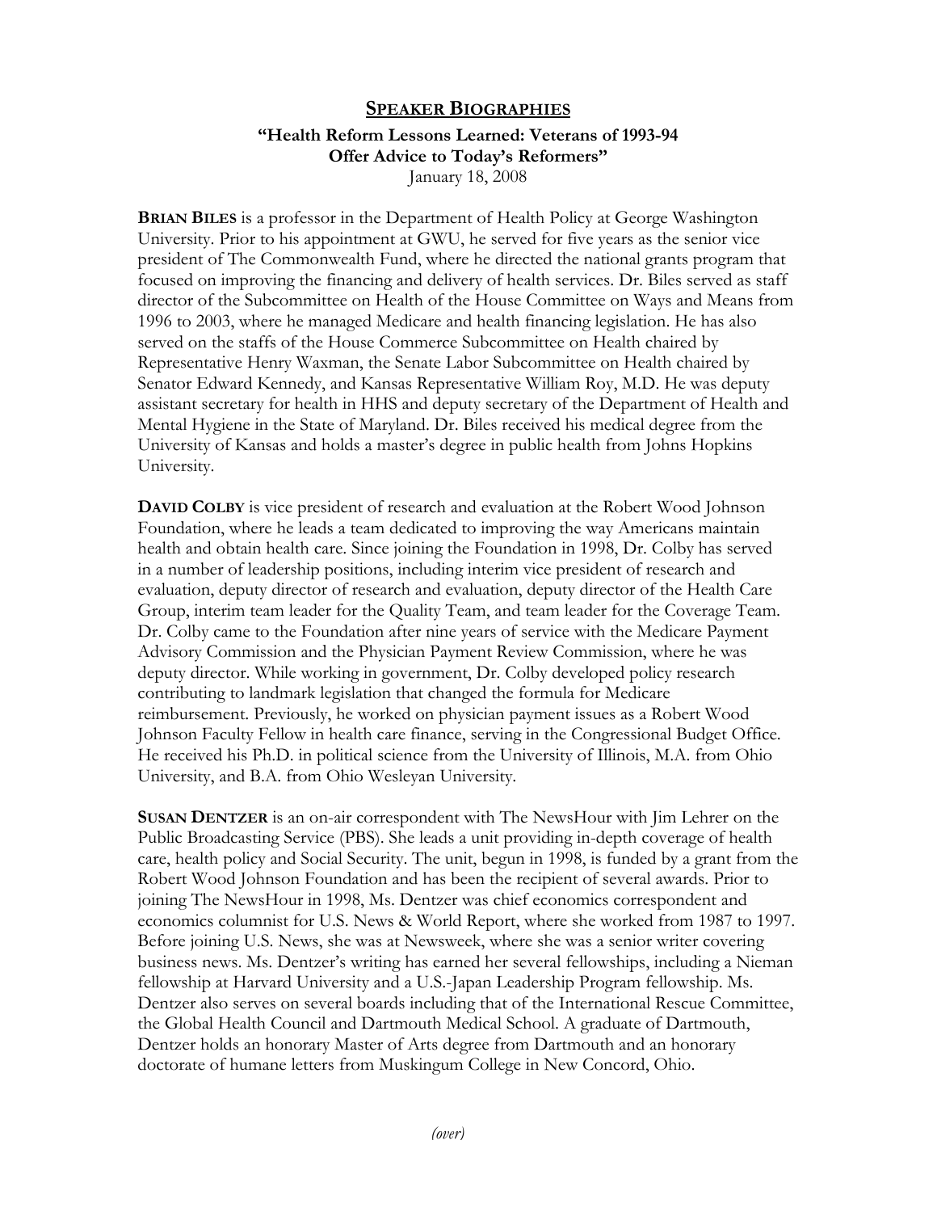## SPEAKER BIOGRAPHIES

### "Health Reform Lessons Learned: Veterans of 1993-94 Offer Advice to Today's Reformers"

January 18, 2008

**BRIAN BILES** is a professor in the Department of Health Policy at George Washington University. Prior to his appointment at GWU, he served for five years as the senior vice president of The Commonwealth Fund, where he directed the national grants program that focused on improving the financing and delivery of health services. Dr. Biles served as staff director of the Subcommittee on Health of the House Committee on Ways and Means from 1996 to 2003, where he managed Medicare and health financing legislation. He has also served on the staffs of the House Commerce Subcommittee on Health chaired by Representative Henry Waxman, the Senate Labor Subcommittee on Health chaired by Senator Edward Kennedy, and Kansas Representative William Roy, M.D. He was deputy assistant secretary for health in HHS and deputy secretary of the Department of Health and Mental Hygiene in the State of Maryland. Dr. Biles received his medical degree from the University of Kansas and holds a master's degree in public health from Johns Hopkins University.

**DAVID COLBY** is vice president of research and evaluation at the Robert Wood Johnson Foundation, where he leads a team dedicated to improving the way Americans maintain health and obtain health care. Since joining the Foundation in 1998, Dr. Colby has served in a number of leadership positions, including interim vice president of research and evaluation, deputy director of research and evaluation, deputy director of the Health Care Group, interim team leader for the Quality Team, and team leader for the Coverage Team. Dr. Colby came to the Foundation after nine years of service with the Medicare Payment Advisory Commission and the Physician Payment Review Commission, where he was deputy director. While working in government, Dr. Colby developed policy research contributing to landmark legislation that changed the formula for Medicare reimbursement. Previously, he worked on physician payment issues as a Robert Wood Johnson Faculty Fellow in health care finance, serving in the Congressional Budget Office. He received his Ph.D. in political science from the University of Illinois, M.A. from Ohio University, and B.A. from Ohio Wesleyan University.

**SUSAN DENTZER** is an on-air correspondent with The NewsHour with Jim Lehrer on the Public Broadcasting Service (PBS). She leads a unit providing in-depth coverage of health care, health policy and Social Security. The unit, begun in 1998, is funded by a grant from the Robert Wood Johnson Foundation and has been the recipient of several awards. Prior to joining The NewsHour in 1998, Ms. Dentzer was chief economics correspondent and economics columnist for U.S. News & World Report, where she worked from 1987 to 1997. Before joining U.S. News, she was at Newsweek, where she was a senior writer covering business news. Ms. Dentzer's writing has earned her several fellowships, including a Nieman fellowship at Harvard University and a U.S.-Japan Leadership Program fellowship. Ms. Dentzer also serves on several boards including that of the International Rescue Committee, the Global Health Council and Dartmouth Medical School. A graduate of Dartmouth, Dentzer holds an honorary Master of Arts degree from Dartmouth and an honorary doctorate of humane letters from Muskingum College in New Concord, Ohio.

*(over)*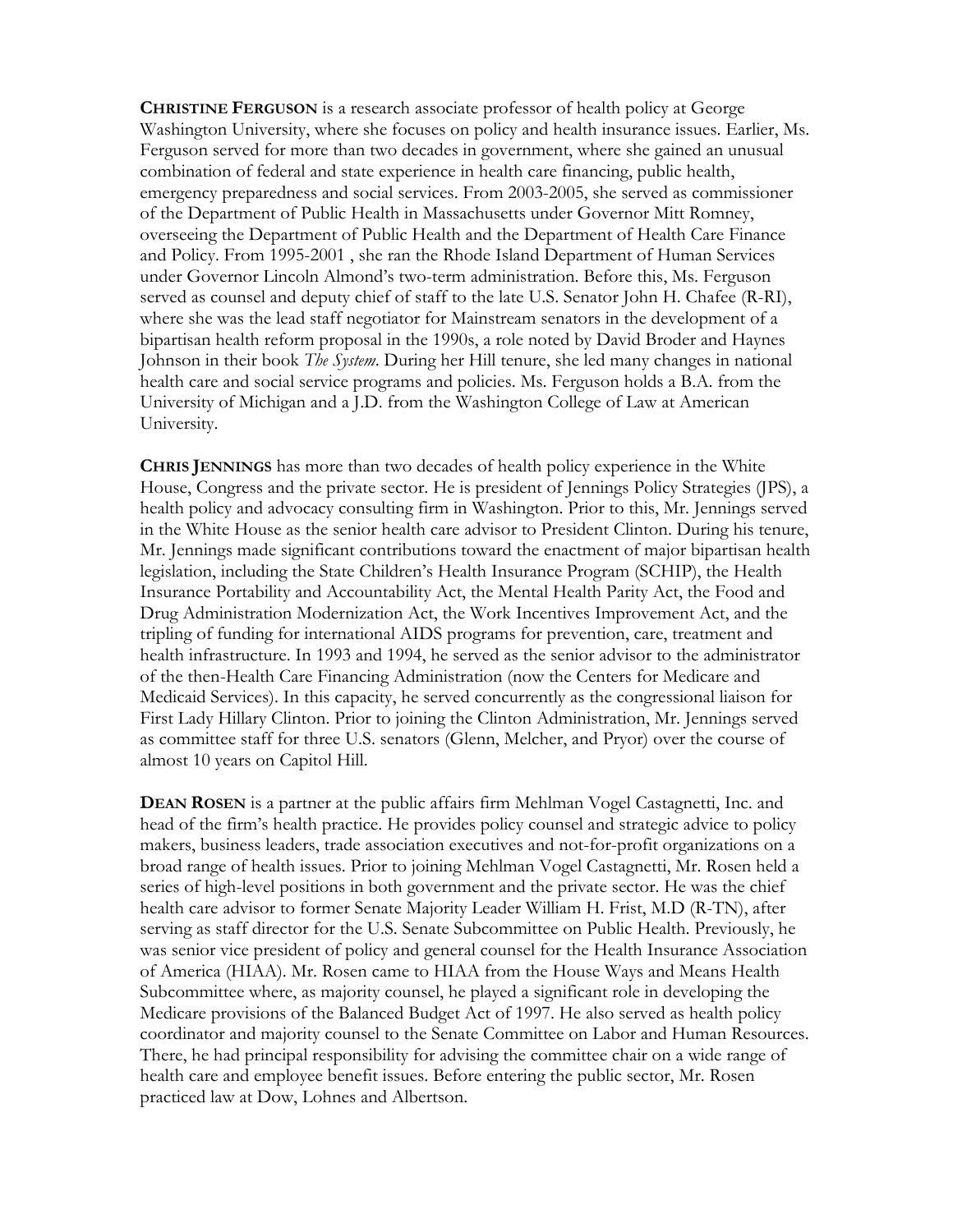**CHRISTINE FERGUSON** is a research associate professor of health policy at George Washington University, where she focuses on policy and health insurance issues. Earlier, Ms. Ferguson served for more than two decades in government, where she gained an unusual combination of federal and state experience in health care financing, public health, emergency preparedness and social services. From 2003-2005, she served as commissioner of the Department of Public Health in Massachusetts under Governor Mitt Romney, overseeing the Department of Public Health and the Department of Health Care Finance and Policy. From 1995-2001 , she ran the Rhode Island Department of Human Services under Governor Lincoln Almond's two-term administration. Before this, Ms. Ferguson served as counsel and deputy chief of staff to the late U.S. Senator John H. Chafee (R-RI), where she was the lead staff negotiator for Mainstream senators in the development of a bipartisan health reform proposal in the 1990s, a role noted by David Broder and Haynes Johnson in their book *The System*. During her Hill tenure, she led many changes in national health care and social service programs and policies. Ms. Ferguson holds a B.A. from the University of Michigan and a J.D. from the Washington College of Law at American University.

**CHRIS JENNINGS** has more than two decades of health policy experience in the White House, Congress and the private sector. He is president of Jennings Policy Strategies (JPS), a health policy and advocacy consulting firm in Washington. Prior to this, Mr. Jennings served in the White House as the senior health care advisor to President Clinton. During his tenure, Mr. Jennings made significant contributions toward the enactment of major bipartisan health legislation, including the State Children's Health Insurance Program (SCHIP), the Health Insurance Portability and Accountability Act, the Mental Health Parity Act, the Food and Drug Administration Modernization Act, the Work Incentives Improvement Act, and the tripling of funding for international AIDS programs for prevention, care, treatment and health infrastructure. In 1993 and 1994, he served as the senior advisor to the administrator of the then-Health Care Financing Administration (now the Centers for Medicare and Medicaid Services). In this capacity, he served concurrently as the congressional liaison for First Lady Hillary Clinton. Prior to joining the Clinton Administration, Mr. Jennings served as committee staff for three U.S. senators (Glenn, Melcher, and Pryor) over the course of almost 10 years on Capitol Hill.

**DEAN ROSEN** is a partner at the public affairs firm Mehlman Vogel Castagnetti, Inc. and head of the firm's health practice. He provides policy counsel and strategic advice to policy makers, business leaders, trade association executives and not-for-profit organizations on a broad range of health issues. Prior to joining Mehlman Vogel Castagnetti, Mr. Rosen held a series of high-level positions in both government and the private sector. He was the chief health care advisor to former Senate Majority Leader William H. Frist, M.D (R-TN), after serving as staff director for the U.S. Senate Subcommittee on Public Health. Previously, he was senior vice president of policy and general counsel for the Health Insurance Association of America (HIAA). Mr. Rosen came to HIAA from the House Ways and Means Health Subcommittee where, as majority counsel, he played a significant role in developing the Medicare provisions of the Balanced Budget Act of 1997. He also served as health policy coordinator and majority counsel to the Senate Committee on Labor and Human Resources. There, he had principal responsibility for advising the committee chair on a wide range of health care and employee benefit issues. Before entering the public sector, Mr. Rosen practiced law at Dow, Lohnes and Albertson.